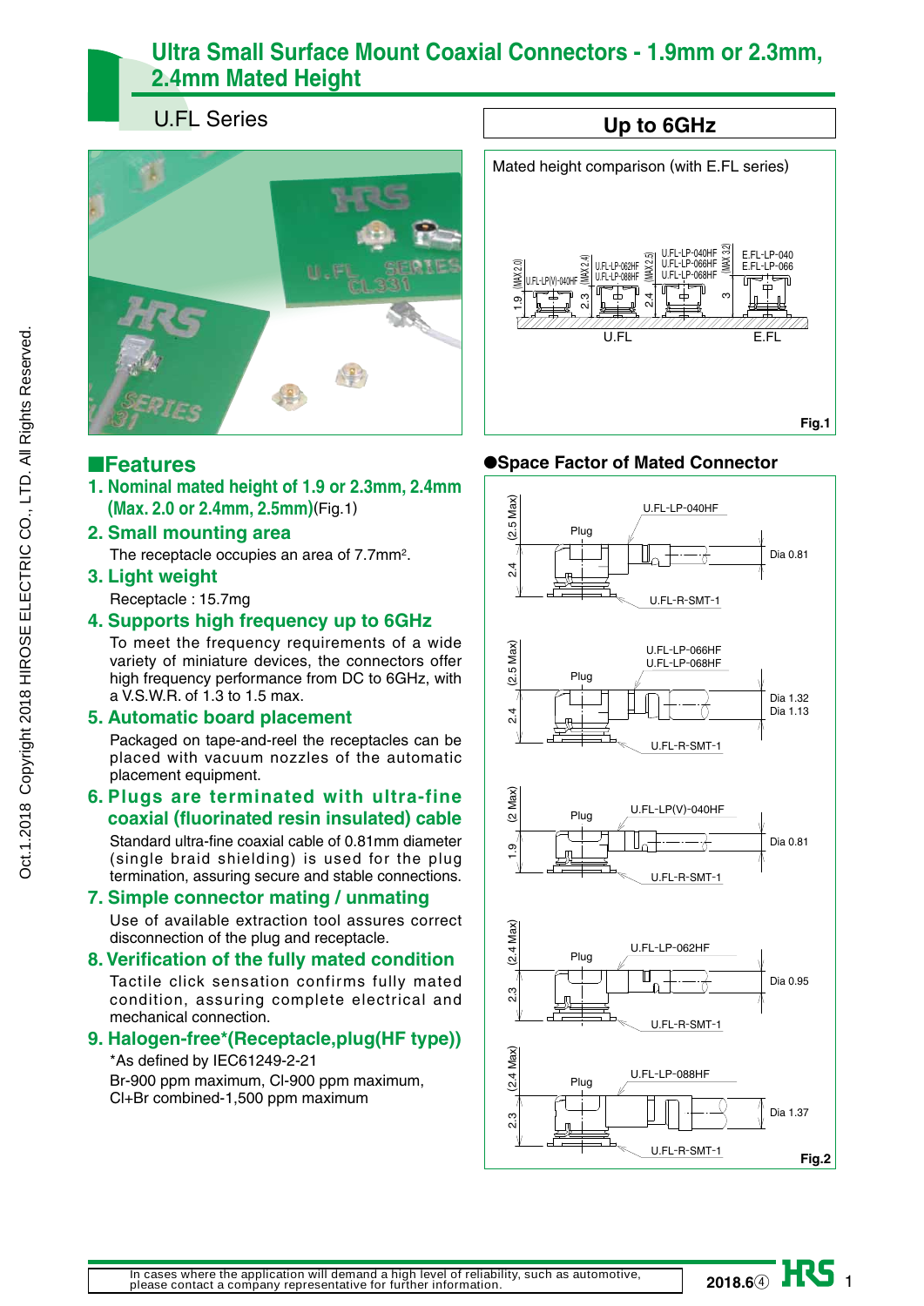# Ultra Small Surface Mount Coaxial Connectors - 1.9mm or 2.3mm, 2.4mm Mated Height

## U.FL Series

**Up to 6GHz**

Mated height comparison (with E.FL series)

Fig.1

## ■Features

**1. Nominal mated height of 1.9 or 2.3mm, 2.4mm (Max. 2.0 or 2.4mm, 2.5mm)**(Fig.1)

**2. Small mounting area**

The receptacle occupies an area of 7.7mm$^2$.

**3. Light weight**

Receptacle : 15.7mg

**4. Supports high frequency up to 6GHz**

To meet the frequency requirements of a wide variety of miniature devices, the connectors offer high frequency performance from DC to 6GHz, with a V.S.W.R. of 1.3 to 1.5 max.

**5. Automatic board placement**

Packaged on tape-and-reel the receptacles can be placed with vacuum nozzles of the automatic placement equipment.

**6. Plugs are terminated with ultra-fine coaxial (fluorinated resin insulated) cable**

Standard ultra-fine coaxial cable of 0.81mm diameter (single braid shielding) is used for the plug termination, assuring secure and stable connections.

**7. Simple connector mating / unmating**

Use of available extraction tool assures correct disconnection of the plug and receptacle.

**8. Verification of the fully mated condition**

Tactile click sensation confirms fully mated condition, assuring complete electrical and mechanical connection.

**9. Halogen-free*(Receptacle,plug(HF type))**

*As defined by IEC61249-2-21
Br-900 ppm maximum, Cl-900 ppm maximum, Cl+Br combined-1,500 ppm maximum

## ●Space Factor of Mated Connector

Fig.2

In cases where the application will demand a high level of reliability, such as automotive, please contact a company representative for further information.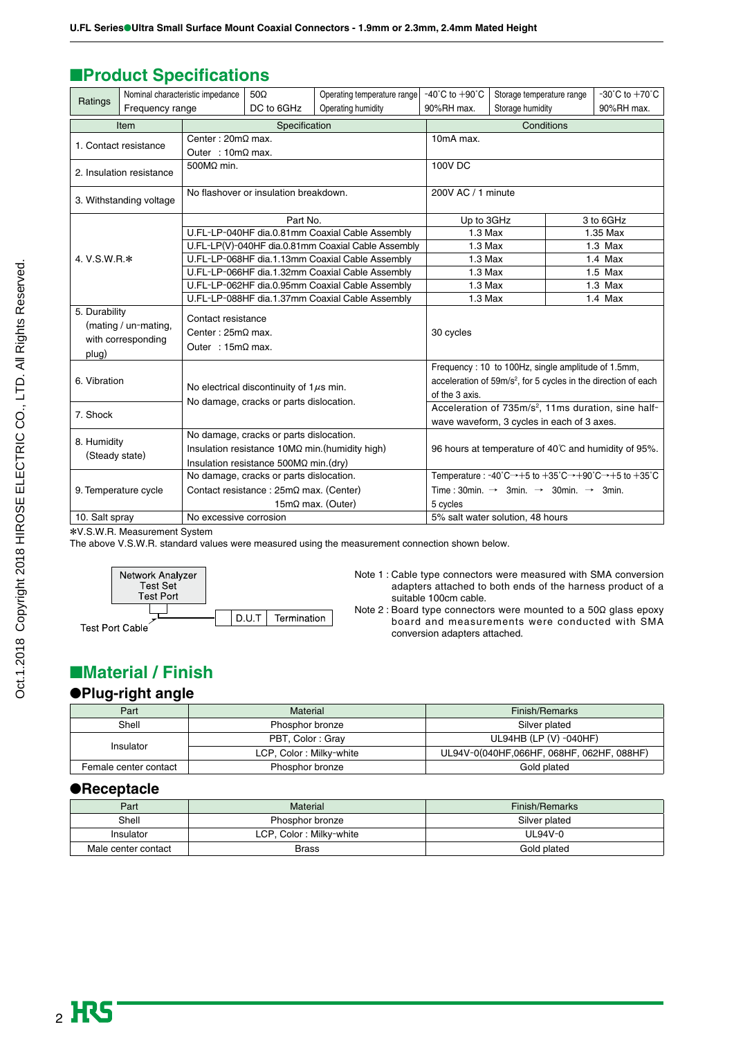## ■Product Specifications

| Ratings | Nominal characteristic impedance | 50Ω | Operating temperature range | -40˚C to +90˚C | Storage temperature range | -30˚C to +70˚C |
|---|---|---|---|---|---|---|
| | Frequency range | DC to 6GHz | Operating humidity | 90%RH max. | Storage humidity | 90%RH max. |

| Item | Specification | Conditions | |
|---|---|---|---|
| 1. Contact resistance | Center : 20mΩ max.<br>Outer : 10mΩ max. | 10mA max. | |
| 2. Insulation resistance | 500MΩ min. | 100V DC | |
| 3. Withstanding voltage | No flashover or insulation breakdown. | 200V AC / 1 minute | |
| 4. V.S.W.R.* | Part No. | Up to 3GHz | 3 to 6GHz |
| | U.FL-LP-040HF dia.0.81mm Coaxial Cable Assembly | 1.3 Max | 1.35 Max |
| | U.FL-LP(V)-040HF dia.0.81mm Coaxial Cable Assembly | 1.3 Max | 1.3 Max |
| | U.FL-LP-068HF dia.1.13mm Coaxial Cable Assembly | 1.3 Max | 1.4 Max |
| | U.FL-LP-066HF dia.1.32mm Coaxial Cable Assembly | 1.3 Max | 1.5 Max |
| | U.FL-LP-062HF dia.0.95mm Coaxial Cable Assembly | 1.3 Max | 1.3 Max |
| | U.FL-LP-088HF dia.1.37mm Coaxial Cable Assembly | 1.3 Max | 1.4 Max |
| 5. Durability (mating / un-mating, with corresponding plug) | Contact resistance<br>Center : 25mΩ max.<br>Outer : 15mΩ max. | 30 cycles | |
| 6. Vibration | No electrical discontinuity of 1μs min.<br>No damage, cracks or parts dislocation. | Frequency : 10 to 100Hz, single amplitude of 1.5mm, acceleration of 59m/s², for 5 cycles in the direction of each of the 3 axis. | |
| 7. Shock | | Acceleration of 735m/s², 11ms duration, sine half-wave waveform, 3 cycles in each of 3 axes. | |
| 8. Humidity (Steady state) | No damage, cracks or parts dislocation.<br>Insulation resistance 10MΩ min.(humidity high)<br>Insulation resistance 500MΩ min.(dry) | 96 hours at temperature of 40℃ and humidity of 95%. | |
| 9. Temperature cycle | No damage, cracks or parts dislocation.<br>Contact resistance : 25mΩ max. (Center)<br>15mΩ max. (Outer) | Temperature : -40˚C→+5 to +35˚C→+90˚C→+5 to +35˚C<br>Time : 30min. → 3min. → 30min. → 3min.<br>5 cycles | |
| 10. Salt spray | No excessive corrosion | 5% salt water solution, 48 hours | |

*V.S.W.R. Measurement System
The above V.S.W.R. standard values were measured using the measurement connection shown below.

Network Analyzer Test Set Test Port — Test Port Cable — D.U.T — Termination

Note 1 : Cable type connectors were measured with SMA conversion adapters attached to both ends of the harness product of a suitable 100cm cable.
Note 2 : Board type connectors were mounted to a 50Ω glass epoxy board and measurements were conducted with SMA conversion adapters attached.

## ■Material / Finish

### ●Plug-right angle

| Part | Material | Finish/Remarks |
|---|---|---|
| Shell | Phosphor bronze | Silver plated |
| Insulator | PBT, Color : Gray | UL94HB (LP (V) -040HF) |
| | LCP, Color : Milky-white | UL94V-0(040HF,066HF, 068HF, 062HF, 088HF) |
| Female center contact | Phosphor bronze | Gold plated |

### ●Receptacle

| Part | Material | Finish/Remarks |
|---|---|---|
| Shell | Phosphor bronze | Silver plated |
| Insulator | LCP, Color : Milky-white | UL94V-0 |
| Male center contact | Brass | Gold plated |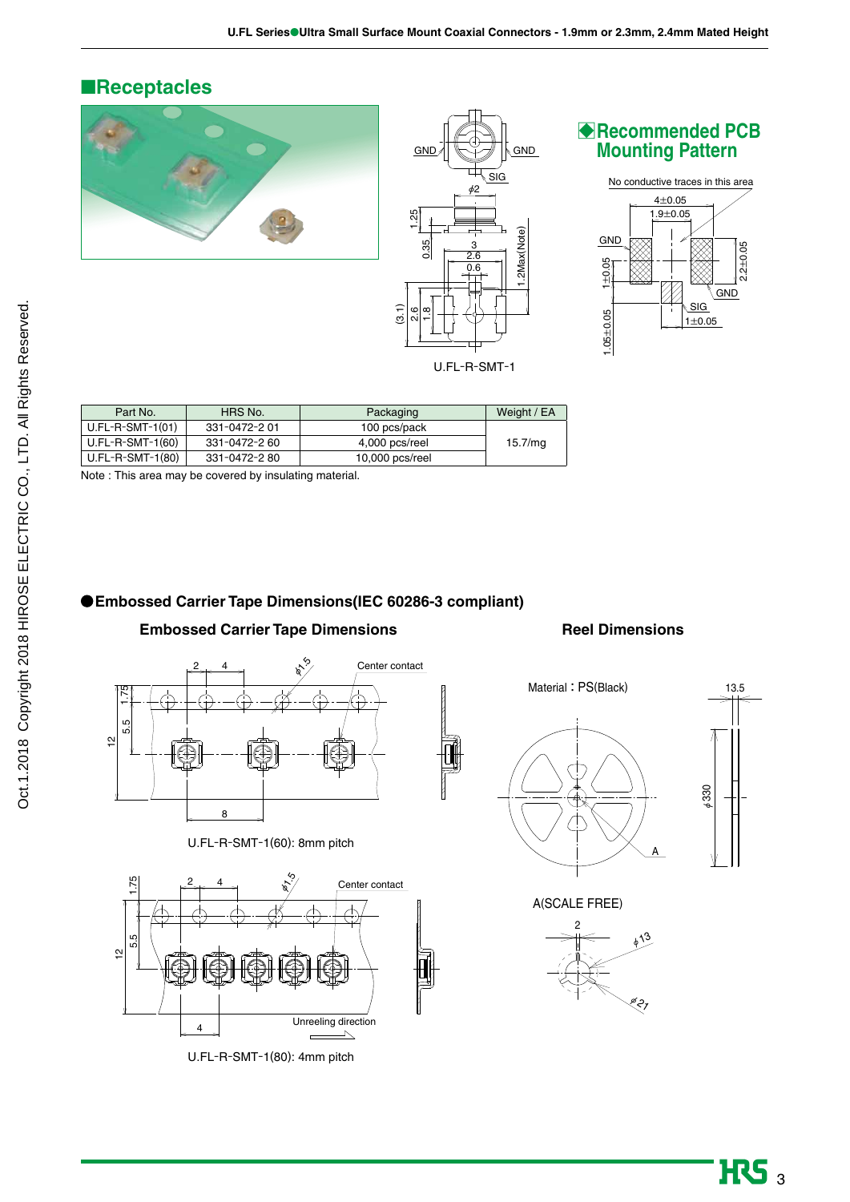## Receptacles

U.FL-R-SMT-1

### Recommended PCB Mounting Pattern

| Part No. | HRS No. | Packaging | Weight / EA |
|---|---|---|---|
| U.FL-R-SMT-1(01) | 331-0472-2 01 | 100 pcs/pack | 15.7/mg |
| U.FL-R-SMT-1(60) | 331-0472-2 60 | 4,000 pcs/reel | |
| U.FL-R-SMT-1(80) | 331-0472-2 80 | 10,000 pcs/reel | |

Note : This area may be covered by insulating material.

### ●Embossed Carrier Tape Dimensions(IEC 60286-3 compliant)

**Embossed Carrier Tape Dimensions**

U.FL-R-SMT-1(60): 8mm pitch

U.FL-R-SMT-1(80): 4mm pitch

**Reel Dimensions**

Material：PS(Black)

A(SCALE FREE)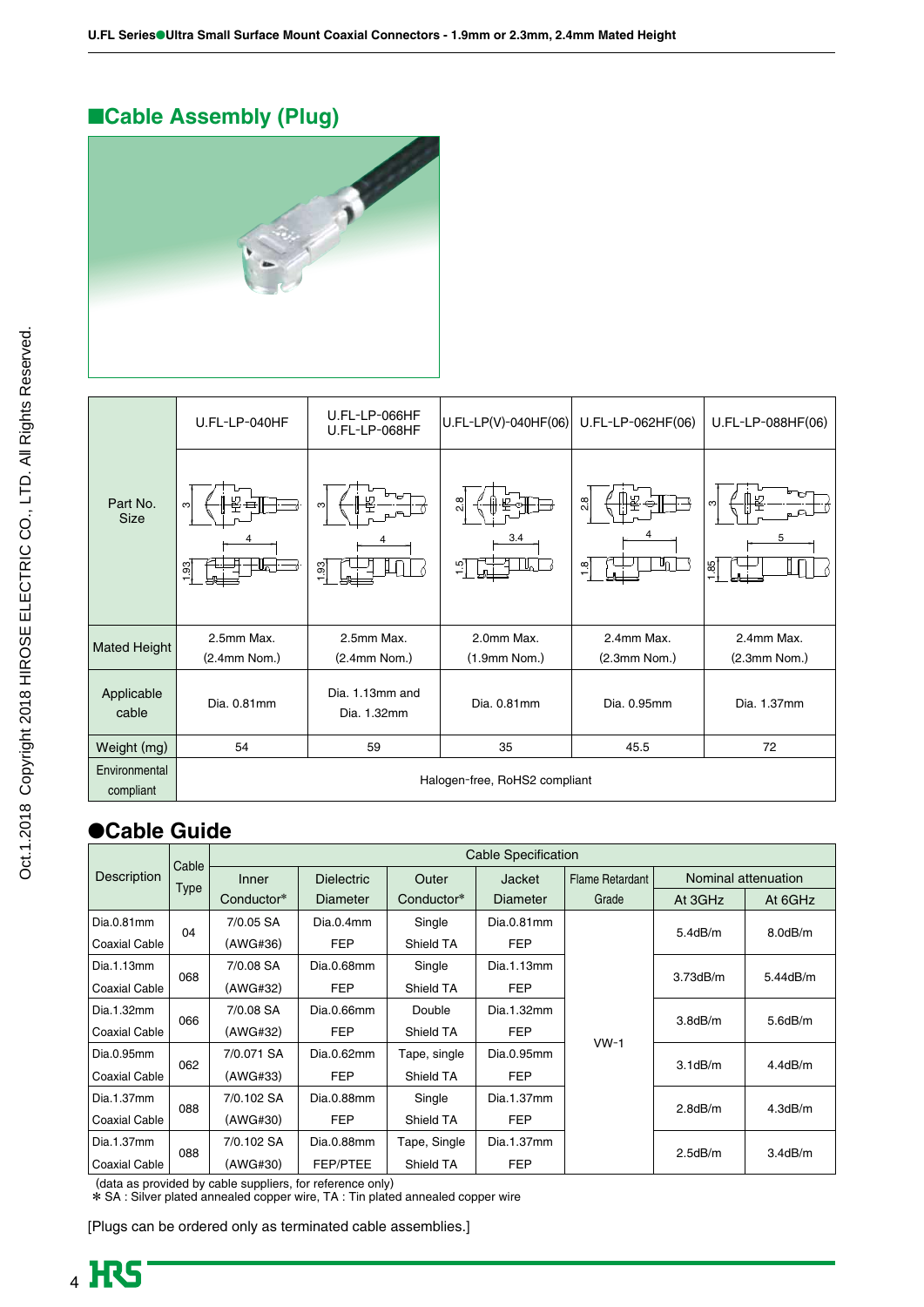## ■Cable Assembly (Plug)

| Part No. Size | U.FL-LP-040HF | U.FL-LP-066HF<br>U.FL-LP-068HF | U.FL-LP(V)-040HF(06) | U.FL-LP-062HF(06) | U.FL-LP-088HF(06) |
|---|---|---|---|---|---|
| Mated Height | 2.5mm Max.<br>(2.4mm Nom.) | 2.5mm Max.<br>(2.4mm Nom.) | 2.0mm Max.<br>(1.9mm Nom.) | 2.4mm Max.<br>(2.3mm Nom.) | 2.4mm Max.<br>(2.3mm Nom.) |
| Applicable cable | Dia. 0.81mm | Dia. 1.13mm and<br>Dia. 1.32mm | Dia. 0.81mm | Dia. 0.95mm | Dia. 1.37mm |
| Weight (mg) | 54 | 59 | 35 | 45.5 | 72 |
| Environmental compliant | Halogen-free, RoHS2 compliant | | | | |

## ●Cable Guide

| Description | Cable Type | Cable Specification | | | | | | |
|---|---|---|---|---|---|---|---|---|
| | | Inner Conductor* | Dielectric Diameter | Outer Conductor* | Jacket Diameter | Flame Retardant Grade | Nominal attenuation | |
| | | | | | | | At 3GHz | At 6GHz |
| Dia.0.81mm Coaxial Cable | 04 | 7/0.05 SA (AWG#36) | Dia.0.4mm FEP | Single Shield TA | Dia.0.81mm FEP | VW-1 | 5.4dB/m | 8.0dB/m |
| Dia.1.13mm Coaxial Cable | 068 | 7/0.08 SA (AWG#32) | Dia.0.68mm FEP | Single Shield TA | Dia.1.13mm FEP | VW-1 | 3.73dB/m | 5.44dB/m |
| Dia.1.32mm Coaxial Cable | 066 | 7/0.08 SA (AWG#32) | Dia.0.66mm FEP | Double Shield TA | Dia.1.32mm FEP | VW-1 | 3.8dB/m | 5.6dB/m |
| Dia.0.95mm Coaxial Cable | 062 | 7/0.071 SA (AWG#33) | Dia.0.62mm FEP | Tape, single Shield TA | Dia.0.95mm FEP | VW-1 | 3.1dB/m | 4.4dB/m |
| Dia.1.37mm Coaxial Cable | 088 | 7/0.102 SA (AWG#30) | Dia.0.88mm FEP | Single Shield TA | Dia.1.37mm FEP | VW-1 | 2.8dB/m | 4.3dB/m |
| Dia.1.37mm Coaxial Cable | 088 | 7/0.102 SA (AWG#30) | Dia.0.88mm FEP/PTEE | Tape, Single Shield TA | Dia.1.37mm FEP | VW-1 | 2.5dB/m | 3.4dB/m |

(data as provided by cable suppliers, for reference only)
* SA : Silver plated annealed copper wire, TA : Tin plated annealed copper wire

[Plugs can be ordered only as terminated cable assemblies.]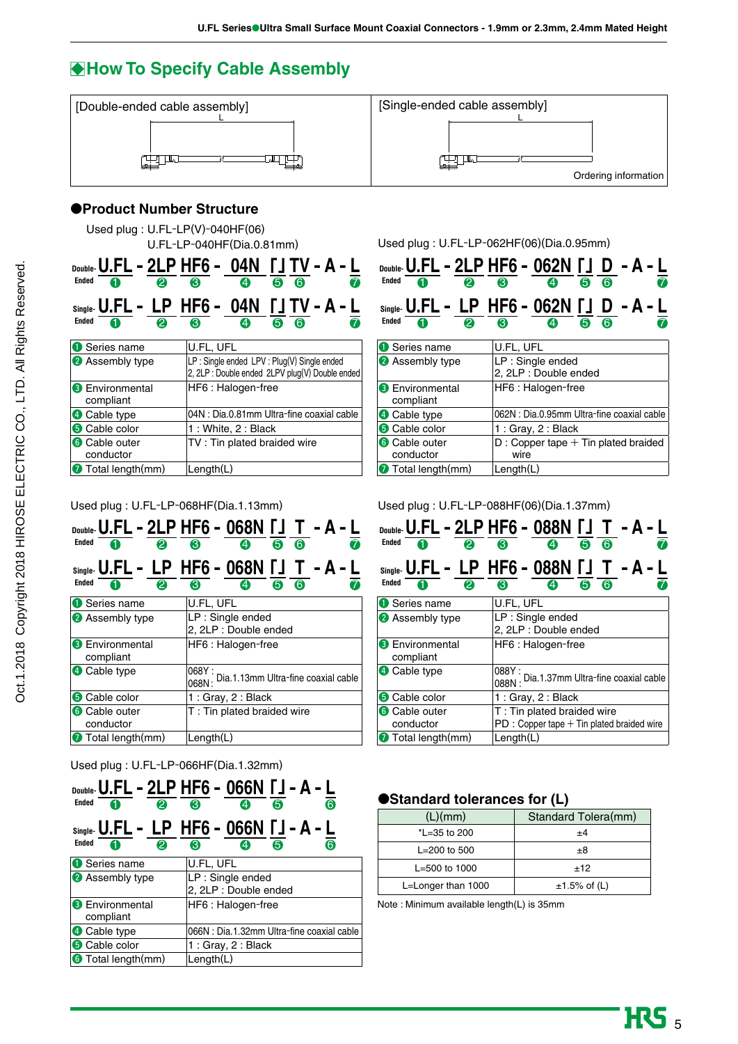## ◆How To Specify Cable Assembly

| [Double-ended cable assembly] | [Single-ended cable assembly] |
|---|---|
| L | L |
| | Ordering information |

### ●Product Number Structure

Used plug : U.FL-LP(V)-040HF(06)
U.FL-LP-040HF(Dia.0.81mm)

Double-Ended: U.FL - 2LP HF6 - 04N [ ] TV - A - L
(❶ U.FL, ❷ 2LP, ❸ HF6, ❹ 04N, ❺ [ ], ❻ TV, ❼ L)

Single-Ended: U.FL - LP HF6 - 04N [ ] TV - A - L
(❶ U.FL, ❷ LP, ❸ HF6, ❹ 04N, ❺ [ ], ❻ TV, ❼ L)

| | |
|---|---|
| ❶ Series name | U.FL, UFL |
| ❷ Assembly type | LP : Single ended LPV : Plug(V) Single ended<br>2, 2LP : Double ended 2LPV plug(V) Double ended |
| ❸ Environmental compliant | HF6 : Halogen-free |
| ❹ Cable type | 04N : Dia.0.81mm Ultra-fine coaxial cable |
| ❺ Cable color | 1 : White, 2 : Black |
| ❻ Cable outer conductor | TV : Tin plated braided wire |
| ❼ Total length(mm) | Length(L) |

Used plug : U.FL-LP-062HF(06)(Dia.0.95mm)

Double-Ended: U.FL - 2LP HF6 - 062N [ ] D - A - L
(❶ U.FL, ❷ 2LP, ❸ HF6, ❹ 062N, ❺ [ ], ❻ D, ❼ L)

Single-Ended: U.FL - LP HF6 - 062N [ ] D - A - L
(❶ U.FL, ❷ LP, ❸ HF6, ❹ 062N, ❺ [ ], ❻ D, ❼ L)

| | |
|---|---|
| ❶ Series name | U.FL, UFL |
| ❷ Assembly type | LP : Single ended<br>2, 2LP : Double ended |
| ❸ Environmental compliant | HF6 : Halogen-free |
| ❹ Cable type | 062N : Dia.0.95mm Ultra-fine coaxial cable |
| ❺ Cable color | 1 : Gray, 2 : Black |
| ❻ Cable outer conductor | D : Copper tape + Tin plated braided wire |
| ❼ Total length(mm) | Length(L) |

Used plug : U.FL-LP-068HF(Dia.1.13mm)

Double-Ended: U.FL - 2LP HF6 - 068N [ ] T - A - L
(❶ U.FL, ❷ 2LP, ❸ HF6, ❹ 068N, ❺ [ ], ❻ T, ❼ L)

Single-Ended: U.FL - LP HF6 - 068N [ ] T - A - L
(❶ U.FL, ❷ LP, ❸ HF6, ❹ 068N, ❺ [ ], ❻ T, ❼ L)

| | |
|---|---|
| ❶ Series name | U.FL, UFL |
| ❷ Assembly type | LP : Single ended<br>2, 2LP : Double ended |
| ❸ Environmental compliant | HF6 : Halogen-free |
| ❹ Cable type | 068Y :<br>068N : Dia.1.13mm Ultra-fine coaxial cable |
| ❺ Cable color | 1 : Gray, 2 : Black |
| ❻ Cable outer conductor | T : Tin plated braided wire |
| ❼ Total length(mm) | Length(L) |

Used plug : U.FL-LP-088HF(06)(Dia.1.37mm)

Double-Ended: U.FL - 2LP HF6 - 088N [ ] T - A - L
(❶ U.FL, ❷ 2LP, ❸ HF6, ❹ 088N, ❺ [ ], ❻ T, ❼ L)

Single-Ended: U.FL - LP HF6 - 088N [ ] T - A - L
(❶ U.FL, ❷ LP, ❸ HF6, ❹ 088N, ❺ [ ], ❻ T, ❼ L)

| | |
|---|---|
| ❶ Series name | U.FL, UFL |
| ❷ Assembly type | LP : Single ended<br>2, 2LP : Double ended |
| ❸ Environmental compliant | HF6 : Halogen-free |
| ❹ Cable type | 088Y :<br>088N : Dia.1.37mm Ultra-fine coaxial cable |
| ❺ Cable color | 1 : Gray, 2 : Black |
| ❻ Cable outer conductor | T : Tin plated braided wire<br>PD : Copper tape + Tin plated braided wire |
| ❼ Total length(mm) | Length(L) |

Used plug : U.FL-LP-066HF(Dia.1.32mm)

Double-Ended: U.FL - 2LP HF6 - 066N [ ] - A - L
(❶ U.FL, ❷ 2LP, ❸ HF6, ❹ 066N, ❺ [ ], ❻ L)

Single-Ended: U.FL - LP HF6 - 066N [ ] - A - L
(❶ U.FL, ❷ LP, ❸ HF6, ❹ 066N, ❺ [ ], ❻ L)

| | |
|---|---|
| ❶ Series name | U.FL, UFL |
| ❷ Assembly type | LP : Single ended<br>2, 2LP : Double ended |
| ❸ Environmental compliant | HF6 : Halogen-free |
| ❹ Cable type | 066N : Dia.1.32mm Ultra-fine coaxial cable |
| ❺ Cable color | 1 : Gray, 2 : Black |
| ❻ Total length(mm) | Length(L) |

### ●Standard tolerances for (L)

| (L)(mm) | Standard Tolera(mm) |
|---|---|
| *L=35 to 200 | ±4 |
| L=200 to 500 | ±8 |
| L=500 to 1000 | ±12 |
| L=Longer than 1000 | ±1.5% of (L) |

Note : Minimum available length(L) is 35mm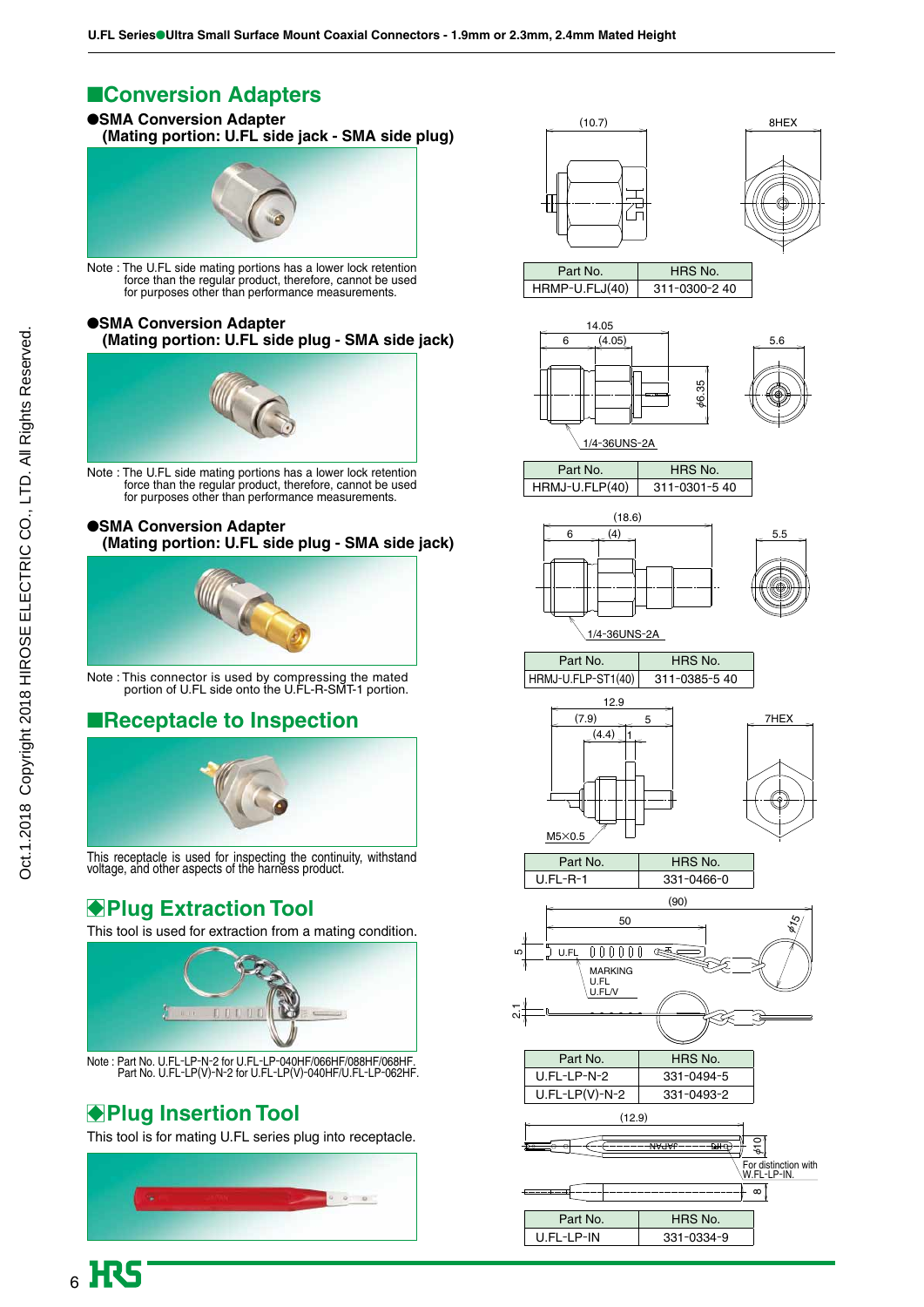## ■Conversion Adapters

### ●SMA Conversion Adapter (Mating portion: U.FL side jack - SMA side plug)

Note : The U.FL side mating portions has a lower lock retention force than the regular product, therefore, cannot be used for purposes other than performance measurements.

| Part No. | HRS No. |
|---|---|
| HRMP-U.FLJ(40) | 311-0300-2 40 |

### ●SMA Conversion Adapter (Mating portion: U.FL side plug - SMA side jack)

Note : The U.FL side mating portions has a lower lock retention force than the regular product, therefore, cannot be used for purposes other than performance measurements.

| Part No. | HRS No. |
|---|---|
| HRMJ-U.FLP(40) | 311-0301-5 40 |

### ●SMA Conversion Adapter (Mating portion: U.FL side plug - SMA side jack)

Note : This connector is used by compressing the mated portion of U.FL side onto the U.FL-R-SMT-1 portion.

| Part No. | HRS No. |
|---|---|
| HRMJ-U.FLP-ST1(40) | 311-0385-5 40 |

## ■Receptacle to Inspection

This receptacle is used for inspecting the continuity, withstand voltage, and other aspects of the harness product.

| Part No. | HRS No. |
|---|---|
| U.FL-R-1 | 331-0466-0 |

## ◆Plug Extraction Tool

This tool is used for extraction from a mating condition.

Note : Part No. U.FL-LP-N-2 for U.FL-LP-040HF/066HF/088HF/068HF.
Part No. U.FL-LP(V)-N-2 for U.FL-LP(V)-040HF/U.FL-LP-062HF.

| Part No. | HRS No. |
|---|---|
| U.FL-LP-N-2 | 331-0494-5 |
| U.FL-LP(V)-N-2 | 331-0493-2 |

## ◆Plug Insertion Tool

This tool is for mating U.FL series plug into receptacle.

| Part No. | HRS No. |
|---|---|
| U.FL-LP-IN | 331-0334-9 |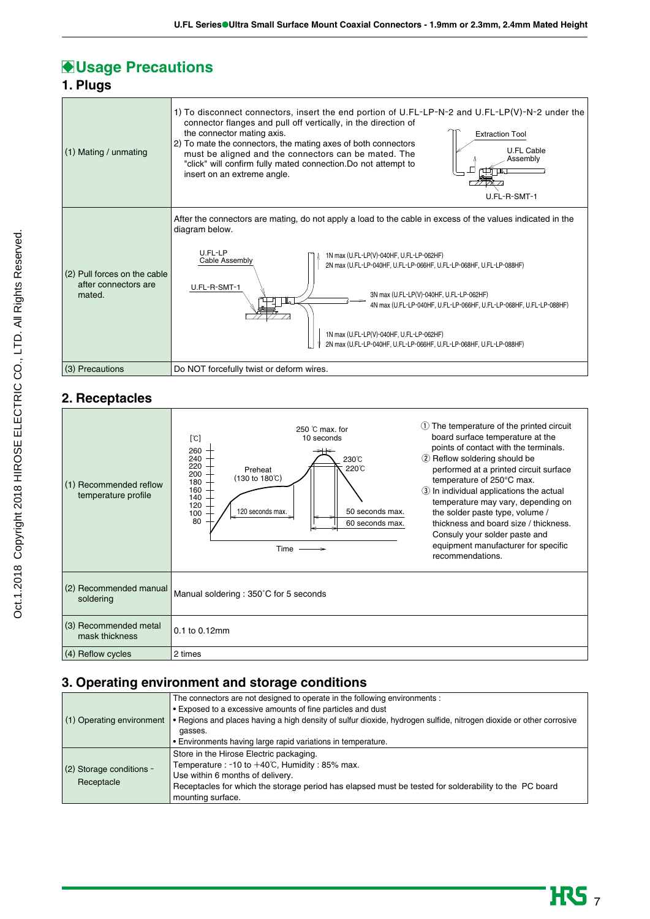## ◆Usage Precautions

### 1. Plugs

| | |
|---|---|
| (1) Mating / unmating | 1) To disconnect connectors, insert the end portion of U.FL-LP-N-2 and U.FL-LP(V)-N-2 under the connector flanges and pull off vertically, in the direction of the connector mating axis.<br>2) To mate the connectors, the mating axes of both connectors must be aligned and the connectors can be mated. The "click" will confirm fully mated connection.Do not attempt to insert on an extreme angle.<br>Extraction Tool<br>U.FL Cable Assembly<br>U.FL-R-SMT-1 |
| (2) Pull forces on the cable after connectors are mated. | After the connectors are mating, do not apply a load to the cable in excess of the values indicated in the diagram below.<br>U.FL-LP Cable Assembly<br>U.FL-R-SMT-1<br>1N max (U.FL-LP(V)-040HF, U.FL-LP-062HF)<br>2N max (U.FL-LP-040HF, U.FL-LP-066HF, U.FL-LP-068HF, U.FL-LP-088HF)<br>3N max (U.FL-LP(V)-040HF, U.FL-LP-062HF)<br>4N max (U.FL-LP-040HF, U.FL-LP-066HF, U.FL-LP-068HF, U.FL-LP-088HF)<br>1N max (U.FL-LP(V)-040HF, U.FL-LP-062HF)<br>2N max (U.FL-LP-040HF, U.FL-LP-066HF, U.FL-LP-068HF, U.FL-LP-088HF) |
| (3) Precautions | Do NOT forcefully twist or deform wires. |

### 2. Receptacles

| | |
|---|---|
| (1) Recommended reflow temperature profile | [℃] 260, 240, 220, 200, 180, 160, 140, 120, 100, 80<br>250 ℃ max. for 10 seconds<br>230℃<br>220℃<br>Preheat (130 to 180℃)<br>120 seconds max.<br>50 seconds max.<br>60 seconds max.<br>Time<br>① The temperature of the printed circuit board surface temperature at the points of contact with the terminals.<br>② Reflow soldering should be performed at a printed circuit surface temperature of 250°C max.<br>③ In individual applications the actual temperature may vary, depending on the solder paste type, volume / thickness and board size / thickness. Consuly your solder paste and equipment manufacturer for specific recommendations. |
| (2) Recommended manual soldering | Manual soldering : 350˚C for 5 seconds |
| (3) Recommended metal mask thickness | 0.1 to 0.12mm |
| (4) Reflow cycles | 2 times |

### 3. Operating environment and storage conditions

| | |
|---|---|
| (1) Operating environment | The connectors are not designed to operate in the following environments :<br>• Exposed to a excessive amounts of fine particles and dust<br>• Regions and places having a high density of sulfur dioxide, hydrogen sulfide, nitrogen dioxide or other corrosive gasses.<br>• Environments having large rapid variations in temperature. |
| (2) Storage conditions - Receptacle | Store in the Hirose Electric packaging.<br>Temperature : -10 to +40℃, Humidity : 85% max.<br>Use within 6 months of delivery.<br>Receptacles for which the storage period has elapsed must be tested for solderability to the PC board mounting surface. |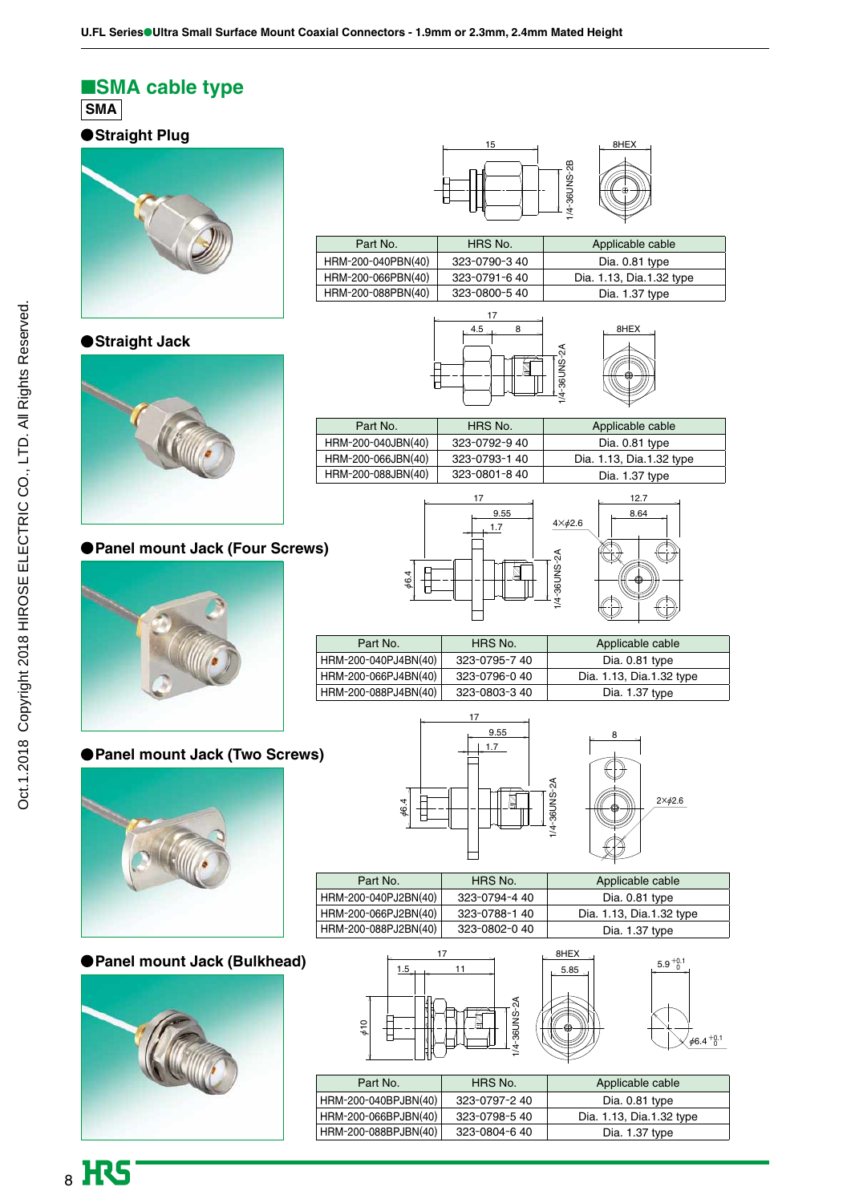## ■SMA cable type

**SMA**

### ●Straight Plug

| Part No. | HRS No. | Applicable cable |
|---|---|---|
| HRM-200-040PBN(40) | 323-0790-3 40 | Dia. 0.81 type |
| HRM-200-066PBN(40) | 323-0791-6 40 | Dia. 1.13, Dia.1.32 type |
| HRM-200-088PBN(40) | 323-0800-5 40 | Dia. 1.37 type |

### ●Straight Jack

| Part No. | HRS No. | Applicable cable |
|---|---|---|
| HRM-200-040JBN(40) | 323-0792-9 40 | Dia. 0.81 type |
| HRM-200-066JBN(40) | 323-0793-1 40 | Dia. 1.13, Dia.1.32 type |
| HRM-200-088JBN(40) | 323-0801-8 40 | Dia. 1.37 type |

### ●Panel mount Jack (Four Screws)

| Part No. | HRS No. | Applicable cable |
|---|---|---|
| HRM-200-040PJ4BN(40) | 323-0795-7 40 | Dia. 0.81 type |
| HRM-200-066PJ4BN(40) | 323-0796-0 40 | Dia. 1.13, Dia.1.32 type |
| HRM-200-088PJ4BN(40) | 323-0803-3 40 | Dia. 1.37 type |

### ●Panel mount Jack (Two Screws)

| Part No. | HRS No. | Applicable cable |
|---|---|---|
| HRM-200-040PJ2BN(40) | 323-0794-4 40 | Dia. 0.81 type |
| HRM-200-066PJ2BN(40) | 323-0788-1 40 | Dia. 1.13, Dia.1.32 type |
| HRM-200-088PJ2BN(40) | 323-0802-0 40 | Dia. 1.37 type |

### ●Panel mount Jack (Bulkhead)

| Part No. | HRS No. | Applicable cable |
|---|---|---|
| HRM-200-040BPJBN(40) | 323-0797-2 40 | Dia. 0.81 type |
| HRM-200-066BPJBN(40) | 323-0798-5 40 | Dia. 1.13, Dia.1.32 type |
| HRM-200-088BPJBN(40) | 323-0804-6 40 | Dia. 1.37 type |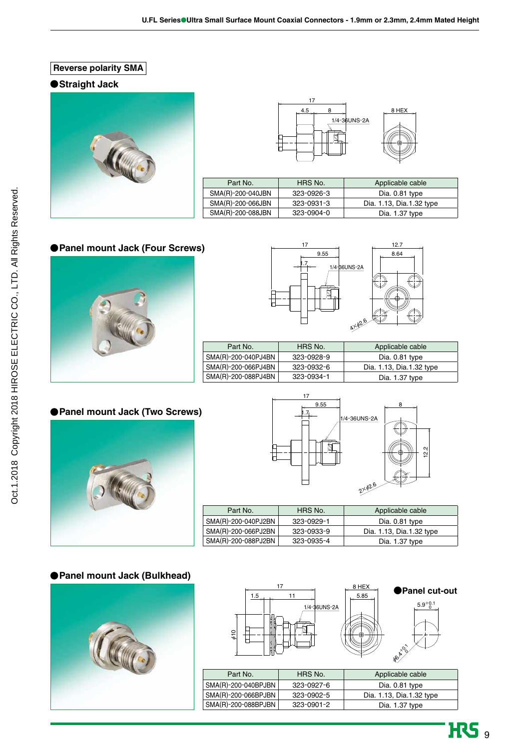## Reverse polarity SMA

### ● Straight Jack

| Part No. | HRS No. | Applicable cable |
|---|---|---|
| SMA(R)-200-040JBN | 323-0926-3 | Dia. 0.81 type |
| SMA(R)-200-066JBN | 323-0931-3 | Dia. 1.13, Dia.1.32 type |
| SMA(R)-200-088JBN | 323-0904-0 | Dia. 1.37 type |

### ● Panel mount Jack (Four Screws)

| Part No. | HRS No. | Applicable cable |
|---|---|---|
| SMA(R)-200-040PJ4BN | 323-0928-9 | Dia. 0.81 type |
| SMA(R)-200-066PJ4BN | 323-0932-6 | Dia. 1.13, Dia.1.32 type |
| SMA(R)-200-088PJ4BN | 323-0934-1 | Dia. 1.37 type |

### ● Panel mount Jack (Two Screws)

| Part No. | HRS No. | Applicable cable |
|---|---|---|
| SMA(R)-200-040PJ2BN | 323-0929-1 | Dia. 0.81 type |
| SMA(R)-200-066PJ2BN | 323-0933-9 | Dia. 1.13, Dia.1.32 type |
| SMA(R)-200-088PJ2BN | 323-0935-4 | Dia. 1.37 type |

### ● Panel mount Jack (Bulkhead)

### ● Panel cut-out

| Part No. | HRS No. | Applicable cable |
|---|---|---|
| SMA(R)-200-040BPJBN | 323-0927-6 | Dia. 0.81 type |
| SMA(R)-200-066BPJBN | 323-0902-5 | Dia. 1.13, Dia.1.32 type |
| SMA(R)-200-088BPJBN | 323-0901-2 | Dia. 1.37 type |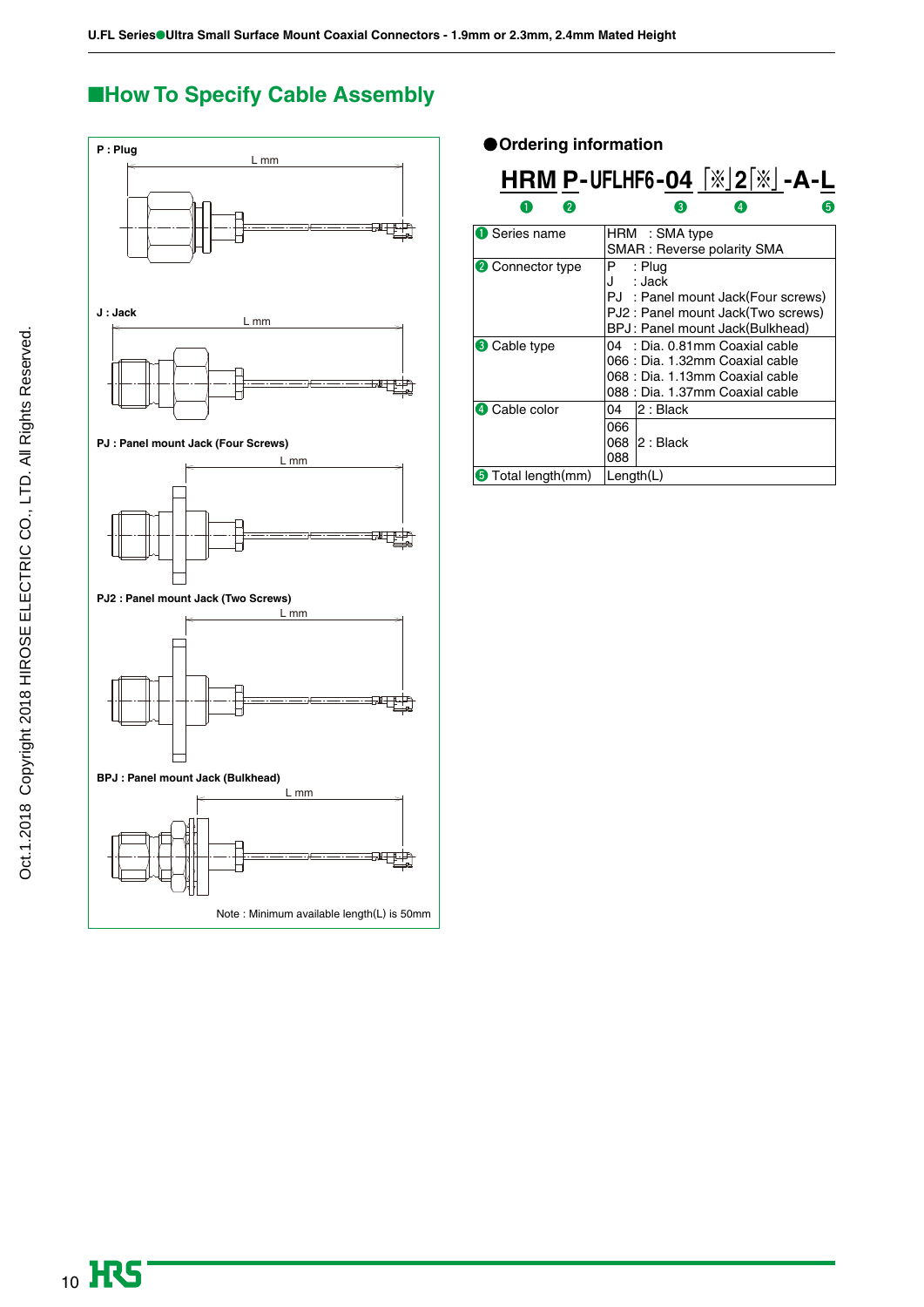## ■How To Specify Cable Assembly

**P : Plug**

L mm

**J : Jack**

L mm

**PJ : Panel mount Jack (Four Screws)**

L mm

**PJ2 : Panel mount Jack (Two Screws)**

L mm

**BPJ : Panel mount Jack (Bulkhead)**

L mm

Note : Minimum available length(L) is 50mm

### ●Ordering information

**HRM P-UFLHF6-04 ※2※ -A-L**

❶ ❷ ❸ ❹ ❺

| | | |
|---|---|---|
| ❶ Series name | HRM : SMA type<br>SMAR : Reverse polarity SMA | |
| ❷ Connector type | P : Plug<br>J : Jack<br>PJ : Panel mount Jack(Four screws)<br>PJ2 : Panel mount Jack(Two screws)<br>BPJ : Panel mount Jack(Bulkhead) | |
| ❸ Cable type | 04 : Dia. 0.81mm Coaxial cable<br>066 : Dia. 1.32mm Coaxial cable<br>068 : Dia. 1.13mm Coaxial cable<br>088 : Dia. 1.37mm Coaxial cable | |
| ❹ Cable color | 04 | 2 : Black |
| | 066<br>068<br>088 | 2 : Black |
| ❺ Total length(mm) | Length(L) | |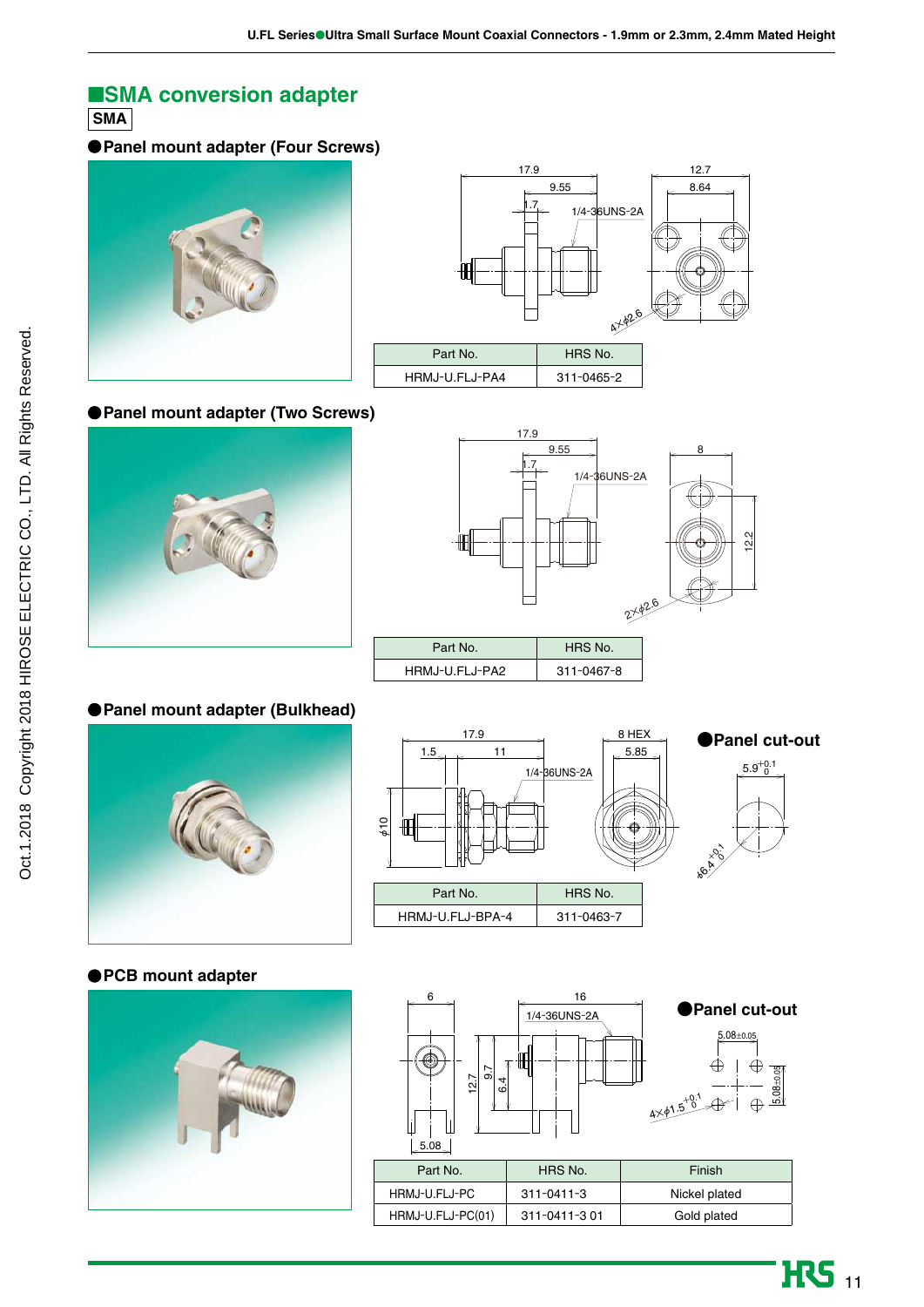## ■SMA conversion adapter

**SMA**

### ●Panel mount adapter (Four Screws)

| Part No. | HRS No. |
| --- | --- |
| HRMJ-U.FLJ-PA4 | 311-0465-2 |

### ●Panel mount adapter (Two Screws)

| Part No. | HRS No. |
| --- | --- |
| HRMJ-U.FLJ-PA2 | 311-0467-8 |

### ●Panel mount adapter (Bulkhead)

●Panel cut-out

| Part No. | HRS No. |
| --- | --- |
| HRMJ-U.FLJ-BPA-4 | 311-0463-7 |

### ●PCB mount adapter

●Panel cut-out

| Part No. | HRS No. | Finish |
| --- | --- | --- |
| HRMJ-U.FLJ-PC | 311-0411-3 | Nickel plated |
| HRMJ-U.FLJ-PC(01) | 311-0411-3 01 | Gold plated |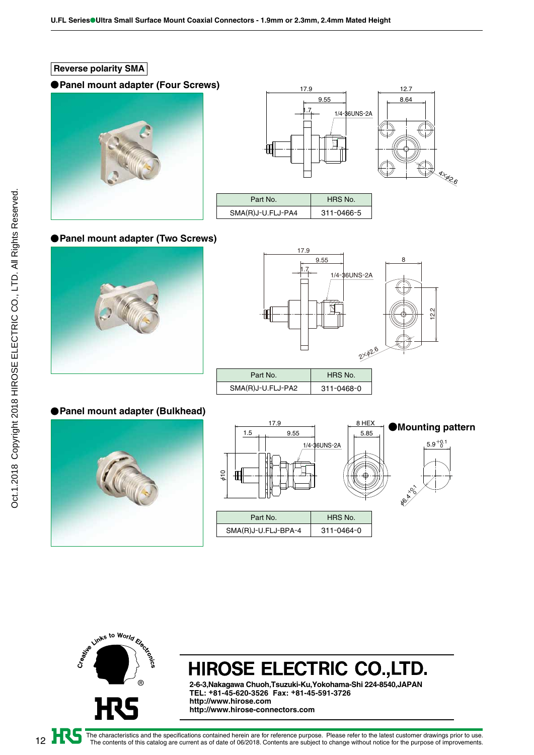## Reverse polarity SMA

### ●Panel mount adapter (Four Screws)

17.9
9.55
1.7
1/4-36UNS-2A
12.7
8.64
4×φ2.6

| Part No. | HRS No. |
|---|---|
| SMA(R)J-U.FLJ-PA4 | 311-0466-5 |

### ●Panel mount adapter (Two Screws)

17.9
9.55
1.7
1/4-36UNS-2A
8
12.2
2×φ2.6

| Part No. | HRS No. |
|---|---|
| SMA(R)J-U.FLJ-PA2 | 311-0468-0 |

### ●Panel mount adapter (Bulkhead)

17.9
1.5
9.55
1/4-36UNS-2A
φ10
8 HEX
5.85

### ●Mounting pattern

$5.9^{+0.1}_{0}$
$φ6.4^{+0.1}_{0}$

| Part No. | HRS No. |
|---|---|
| SMA(R)J-U.FLJ-BPA-4 | 311-0464-0 |

Creative Links to World Electronics

# HIROSE ELECTRIC CO.,LTD.

2-6-3,Nakagawa Chuoh,Tsuzuki-Ku,Yokohama-Shi 224-8540,JAPAN
TEL: +81-45-620-3526 Fax: +81-45-591-3726
http://www.hirose.com
http://www.hirose-connectors.com

The characteristics and the specifications contained herein are for reference purpose. Please refer to the latest customer drawings prior to use.
The contents of this catalog are current as of date of 06/2018. Contents are subject to change without notice for the purpose of improvements.